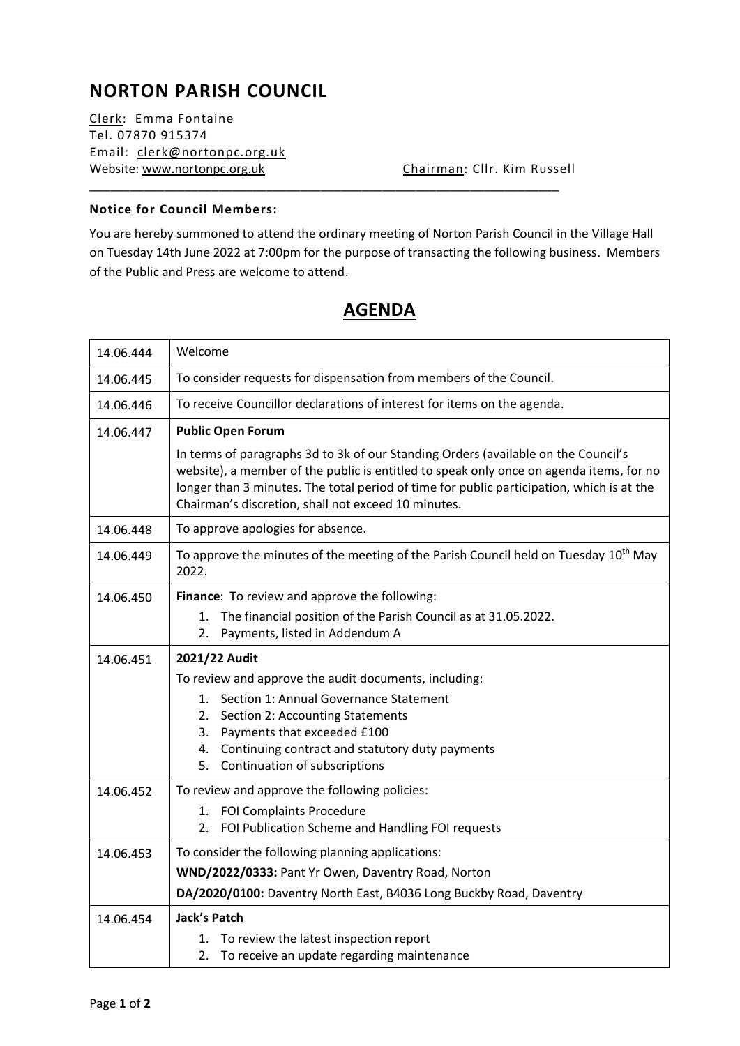# NORTON PARISH COUNCIL

Clerk: Emma Fontaine
Tel. 07870 915374
Email: clerk@nortonpc.org.uk
Website: www.nortonpc.org.uk

Chairman: Cllr. Kim Russell

---

**Notice for Council Members:**

You are hereby summoned to attend the ordinary meeting of Norton Parish Council in the Village Hall on Tuesday 14th June 2022 at 7:00pm for the purpose of transacting the following business. Members of the Public and Press are welcome to attend.

## AGENDA

| | |
|---|---|
| 14.06.444 | Welcome |
| 14.06.445 | To consider requests for dispensation from members of the Council. |
| 14.06.446 | To receive Councillor declarations of interest for items on the agenda. |
| 14.06.447 | **Public Open Forum**<br>In terms of paragraphs 3d to 3k of our Standing Orders (available on the Council's website), a member of the public is entitled to speak only once on agenda items, for no longer than 3 minutes. The total period of time for public participation, which is at the Chairman's discretion, shall not exceed 10 minutes. |
| 14.06.448 | To approve apologies for absence. |
| 14.06.449 | To approve the minutes of the meeting of the Parish Council held on Tuesday 10th May 2022. |
| 14.06.450 | **Finance**: To review and approve the following:<br>1. The financial position of the Parish Council as at 31.05.2022.<br>2. Payments, listed in Addendum A |
| 14.06.451 | **2021/22 Audit**<br>To review and approve the audit documents, including:<br>1. Section 1: Annual Governance Statement<br>2. Section 2: Accounting Statements<br>3. Payments that exceeded £100<br>4. Continuing contract and statutory duty payments<br>5. Continuation of subscriptions |
| 14.06.452 | To review and approve the following policies:<br>1. FOI Complaints Procedure<br>2. FOI Publication Scheme and Handling FOI requests |
| 14.06.453 | To consider the following planning applications:<br>**WND/2022/0333:** Pant Yr Owen, Daventry Road, Norton<br>**DA/2020/0100:** Daventry North East, B4036 Long Buckby Road, Daventry |
| 14.06.454 | **Jack's Patch**<br>1. To review the latest inspection report<br>2. To receive an update regarding maintenance |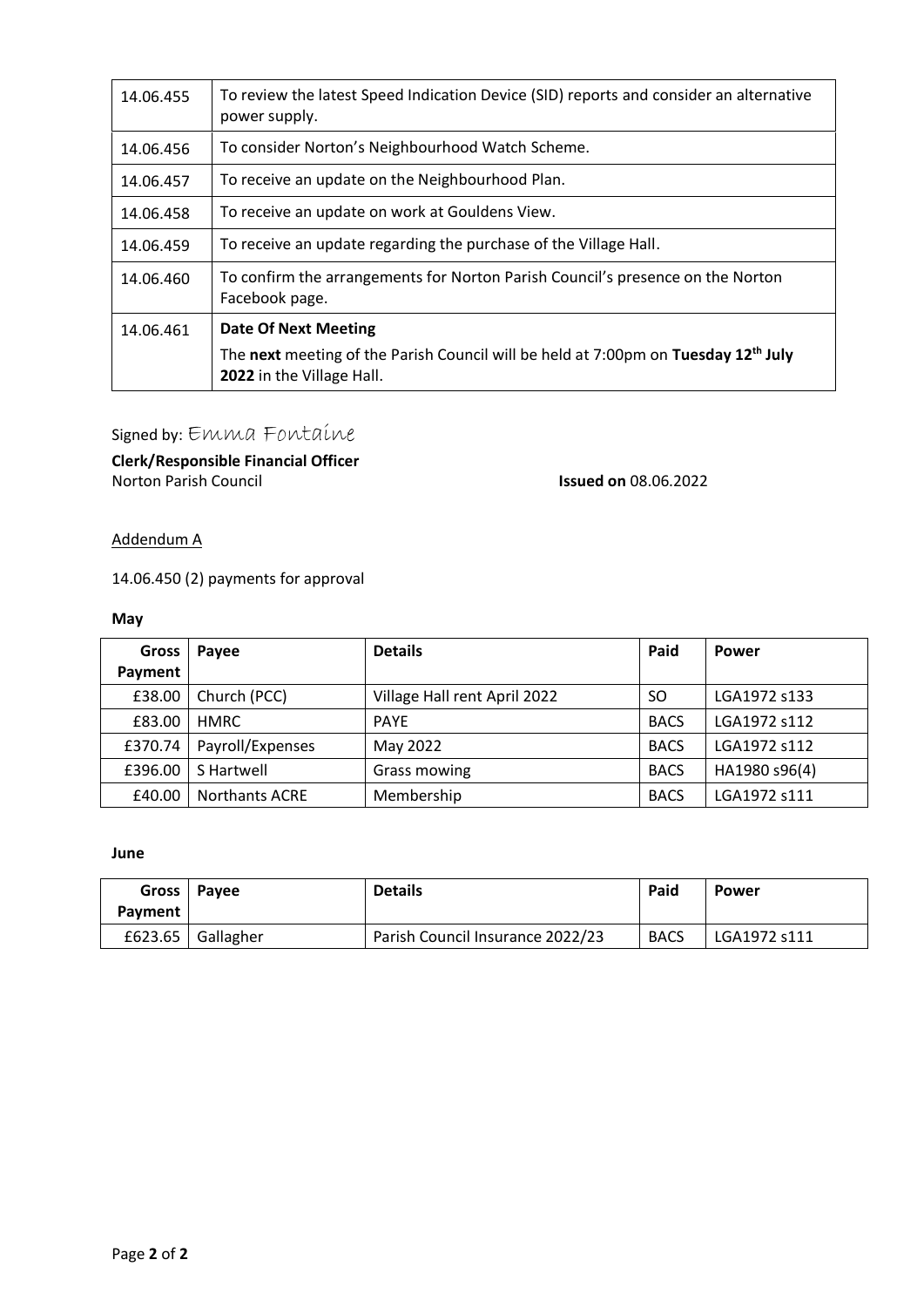| | |
|---|---|
| 14.06.455 | To review the latest Speed Indication Device (SID) reports and consider an alternative power supply. |
| 14.06.456 | To consider Norton's Neighbourhood Watch Scheme. |
| 14.06.457 | To receive an update on the Neighbourhood Plan. |
| 14.06.458 | To receive an update on work at Gouldens View. |
| 14.06.459 | To receive an update regarding the purchase of the Village Hall. |
| 14.06.460 | To confirm the arrangements for Norton Parish Council's presence on the Norton Facebook page. |
| 14.06.461 | **Date Of Next Meeting** The **next** meeting of the Parish Council will be held at 7:00pm on **Tuesday 12th July 2022** in the Village Hall. |

Signed by: Emma Fontaine

**Clerk/Responsible Financial Officer**
Norton Parish Council **Issued on** 08.06.2022

Addendum A

14.06.450 (2) payments for approval

**May**

| Gross Payment | Payee | Details | Paid | Power |
|---|---|---|---|---|
| £38.00 | Church (PCC) | Village Hall rent April 2022 | SO | LGA1972 s133 |
| £83.00 | HMRC | PAYE | BACS | LGA1972 s112 |
| £370.74 | Payroll/Expenses | May 2022 | BACS | LGA1972 s112 |
| £396.00 | S Hartwell | Grass mowing | BACS | HA1980 s96(4) |
| £40.00 | Northants ACRE | Membership | BACS | LGA1972 s111 |

**June**

| Gross Payment | Payee | Details | Paid | Power |
|---|---|---|---|---|
| £623.65 | Gallagher | Parish Council Insurance 2022/23 | BACS | LGA1972 s111 |